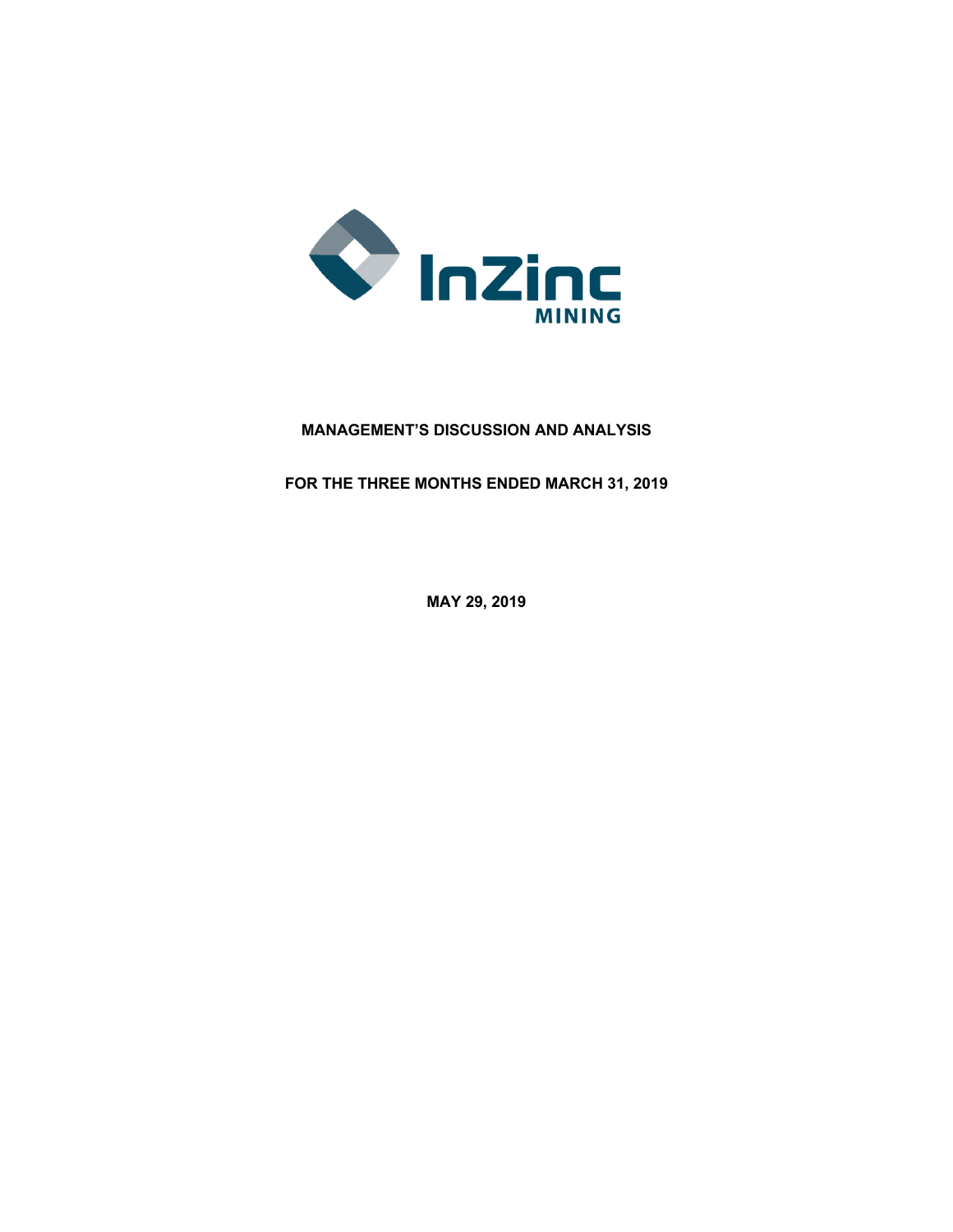**MANAGEMENT'S DISCUSSION AND ANALYSIS**

**FOR THE THREE MONTHS ENDED MARCH 31, 2019**

**MAY 29, 2019**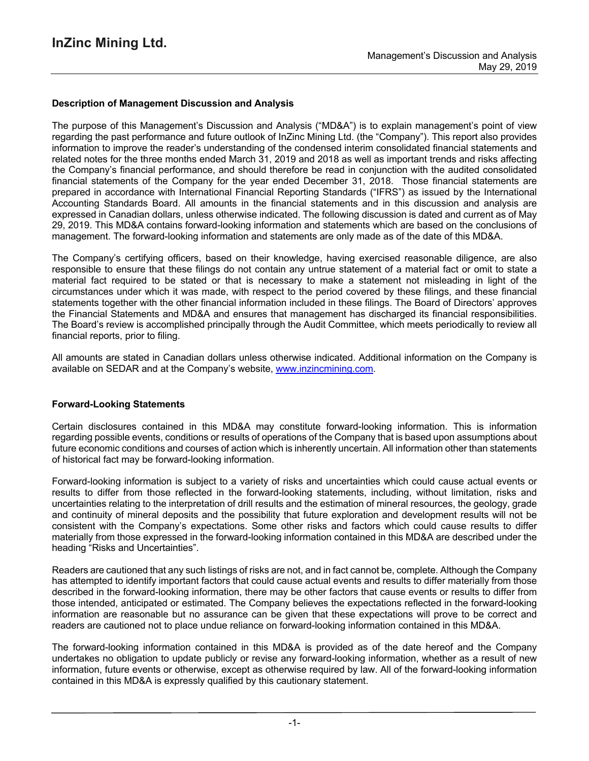## Description of Management Discussion and Analysis

The purpose of this Management's Discussion and Analysis ("MD&A") is to explain management's point of view regarding the past performance and future outlook of InZinc Mining Ltd. (the "Company"). This report also provides information to improve the reader's understanding of the condensed interim consolidated financial statements and related notes for the three months ended March 31, 2019 and 2018 as well as important trends and risks affecting the Company's financial performance, and should therefore be read in conjunction with the audited consolidated financial statements of the Company for the year ended December 31, 2018. Those financial statements are prepared in accordance with International Financial Reporting Standards ("IFRS") as issued by the International Accounting Standards Board. All amounts in the financial statements and in this discussion and analysis are expressed in Canadian dollars, unless otherwise indicated. The following discussion is dated and current as of May 29, 2019. This MD&A contains forward-looking information and statements which are based on the conclusions of management. The forward-looking information and statements are only made as of the date of this MD&A.

The Company's certifying officers, based on their knowledge, having exercised reasonable diligence, are also responsible to ensure that these filings do not contain any untrue statement of a material fact or omit to state a material fact required to be stated or that is necessary to make a statement not misleading in light of the circumstances under which it was made, with respect to the period covered by these filings, and these financial statements together with the other financial information included in these filings. The Board of Directors' approves the Financial Statements and MD&A and ensures that management has discharged its financial responsibilities. The Board's review is accomplished principally through the Audit Committee, which meets periodically to review all financial reports, prior to filing.

All amounts are stated in Canadian dollars unless otherwise indicated. Additional information on the Company is available on SEDAR and at the Company's website, www.inzincmining.com.

## Forward-Looking Statements

Certain disclosures contained in this MD&A may constitute forward-looking information. This is information regarding possible events, conditions or results of operations of the Company that is based upon assumptions about future economic conditions and courses of action which is inherently uncertain. All information other than statements of historical fact may be forward-looking information.

Forward-looking information is subject to a variety of risks and uncertainties which could cause actual events or results to differ from those reflected in the forward-looking statements, including, without limitation, risks and uncertainties relating to the interpretation of drill results and the estimation of mineral resources, the geology, grade and continuity of mineral deposits and the possibility that future exploration and development results will not be consistent with the Company's expectations. Some other risks and factors which could cause results to differ materially from those expressed in the forward-looking information contained in this MD&A are described under the heading "Risks and Uncertainties".

Readers are cautioned that any such listings of risks are not, and in fact cannot be, complete. Although the Company has attempted to identify important factors that could cause actual events and results to differ materially from those described in the forward-looking information, there may be other factors that cause events or results to differ from those intended, anticipated or estimated. The Company believes the expectations reflected in the forward-looking information are reasonable but no assurance can be given that these expectations will prove to be correct and readers are cautioned not to place undue reliance on forward-looking information contained in this MD&A.

The forward-looking information contained in this MD&A is provided as of the date hereof and the Company undertakes no obligation to update publicly or revise any forward-looking information, whether as a result of new information, future events or otherwise, except as otherwise required by law. All of the forward-looking information contained in this MD&A is expressly qualified by this cautionary statement.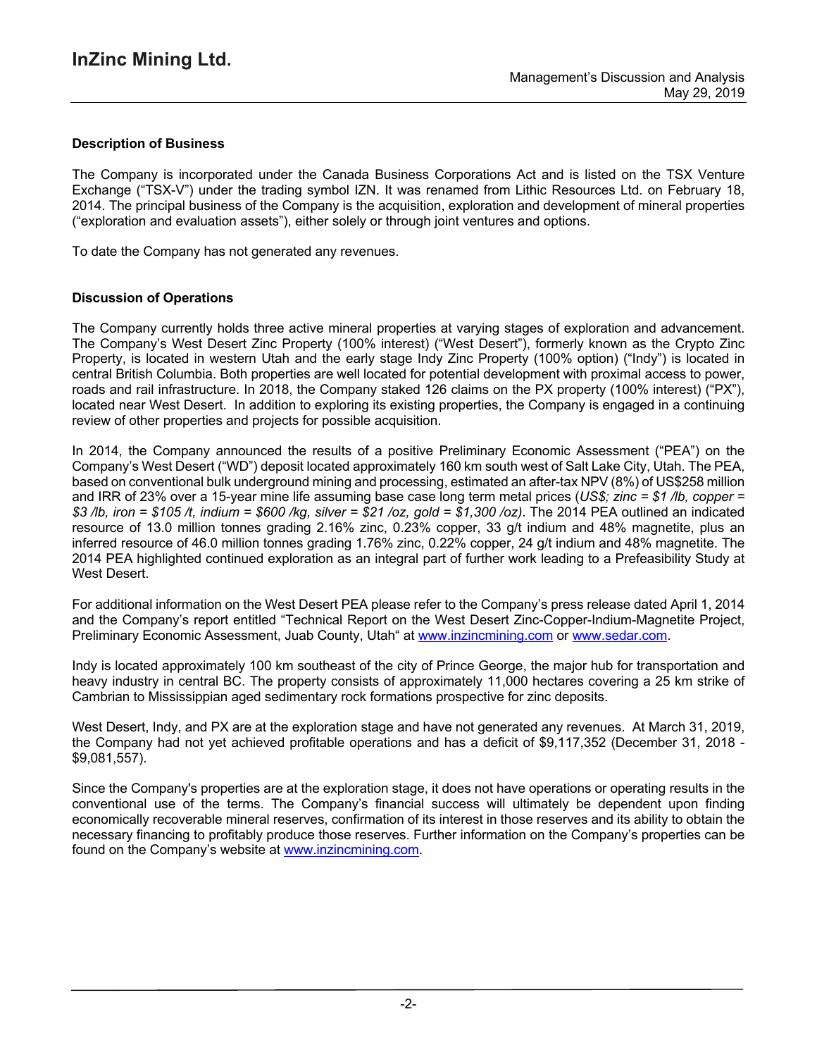## Description of Business

The Company is incorporated under the Canada Business Corporations Act and is listed on the TSX Venture Exchange ("TSX-V") under the trading symbol IZN. It was renamed from Lithic Resources Ltd. on February 18, 2014. The principal business of the Company is the acquisition, exploration and development of mineral properties ("exploration and evaluation assets"), either solely or through joint ventures and options.

To date the Company has not generated any revenues.

## Discussion of Operations

The Company currently holds three active mineral properties at varying stages of exploration and advancement. The Company's West Desert Zinc Property (100% interest) ("West Desert"), formerly known as the Crypto Zinc Property, is located in western Utah and the early stage Indy Zinc Property (100% option) ("Indy") is located in central British Columbia. Both properties are well located for potential development with proximal access to power, roads and rail infrastructure. In 2018, the Company staked 126 claims on the PX property (100% interest) ("PX"), located near West Desert. In addition to exploring its existing properties, the Company is engaged in a continuing review of other properties and projects for possible acquisition.

In 2014, the Company announced the results of a positive Preliminary Economic Assessment ("PEA") on the Company's West Desert ("WD") deposit located approximately 160 km south west of Salt Lake City, Utah. The PEA, based on conventional bulk underground mining and processing, estimated an after-tax NPV (8%) of US$258 million and IRR of 23% over a 15-year mine life assuming base case long term metal prices (*US$; zinc = $1 /lb, copper = $3 /lb, iron = $105 /t, indium = $600 /kg, silver = $21 /oz, gold = $1,300 /oz)*. The 2014 PEA outlined an indicated resource of 13.0 million tonnes grading 2.16% zinc, 0.23% copper, 33 g/t indium and 48% magnetite, plus an inferred resource of 46.0 million tonnes grading 1.76% zinc, 0.22% copper, 24 g/t indium and 48% magnetite. The 2014 PEA highlighted continued exploration as an integral part of further work leading to a Prefeasibility Study at West Desert.

For additional information on the West Desert PEA please refer to the Company's press release dated April 1, 2014 and the Company's report entitled "Technical Report on the West Desert Zinc-Copper-Indium-Magnetite Project, Preliminary Economic Assessment, Juab County, Utah" at www.inzincmining.com or www.sedar.com.

Indy is located approximately 100 km southeast of the city of Prince George, the major hub for transportation and heavy industry in central BC. The property consists of approximately 11,000 hectares covering a 25 km strike of Cambrian to Mississippian aged sedimentary rock formations prospective for zinc deposits.

West Desert, Indy, and PX are at the exploration stage and have not generated any revenues. At March 31, 2019, the Company had not yet achieved profitable operations and has a deficit of $9,117,352 (December 31, 2018 - $9,081,557).

Since the Company's properties are at the exploration stage, it does not have operations or operating results in the conventional use of the terms. The Company's financial success will ultimately be dependent upon finding economically recoverable mineral reserves, confirmation of its interest in those reserves and its ability to obtain the necessary financing to profitably produce those reserves. Further information on the Company's properties can be found on the Company's website at www.inzincmining.com.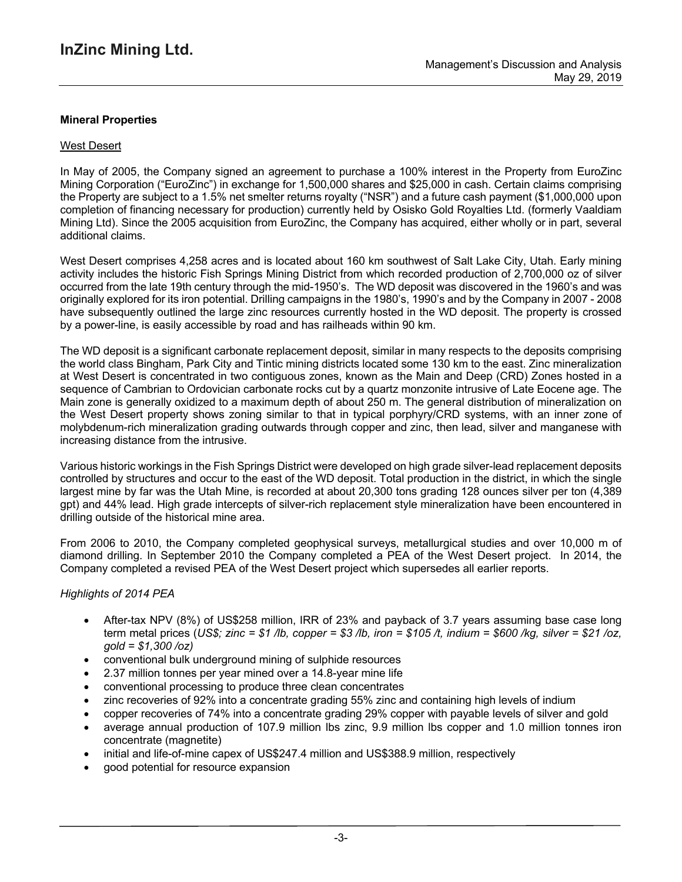## Mineral Properties

### West Desert

In May of 2005, the Company signed an agreement to purchase a 100% interest in the Property from EuroZinc Mining Corporation ("EuroZinc") in exchange for 1,500,000 shares and $25,000 in cash. Certain claims comprising the Property are subject to a 1.5% net smelter returns royalty ("NSR") and a future cash payment ($1,000,000 upon completion of financing necessary for production) currently held by Osisko Gold Royalties Ltd. (formerly Vaaldiam Mining Ltd). Since the 2005 acquisition from EuroZinc, the Company has acquired, either wholly or in part, several additional claims.

West Desert comprises 4,258 acres and is located about 160 km southwest of Salt Lake City, Utah. Early mining activity includes the historic Fish Springs Mining District from which recorded production of 2,700,000 oz of silver occurred from the late 19th century through the mid-1950's. The WD deposit was discovered in the 1960's and was originally explored for its iron potential. Drilling campaigns in the 1980's, 1990's and by the Company in 2007 - 2008 have subsequently outlined the large zinc resources currently hosted in the WD deposit. The property is crossed by a power-line, is easily accessible by road and has railheads within 90 km.

The WD deposit is a significant carbonate replacement deposit, similar in many respects to the deposits comprising the world class Bingham, Park City and Tintic mining districts located some 130 km to the east. Zinc mineralization at West Desert is concentrated in two contiguous zones, known as the Main and Deep (CRD) Zones hosted in a sequence of Cambrian to Ordovician carbonate rocks cut by a quartz monzonite intrusive of Late Eocene age. The Main zone is generally oxidized to a maximum depth of about 250 m. The general distribution of mineralization on the West Desert property shows zoning similar to that in typical porphyry/CRD systems, with an inner zone of molybdenum-rich mineralization grading outwards through copper and zinc, then lead, silver and manganese with increasing distance from the intrusive.

Various historic workings in the Fish Springs District were developed on high grade silver-lead replacement deposits controlled by structures and occur to the east of the WD deposit. Total production in the district, in which the single largest mine by far was the Utah Mine, is recorded at about 20,300 tons grading 128 ounces silver per ton (4,389 gpt) and 44% lead. High grade intercepts of silver-rich replacement style mineralization have been encountered in drilling outside of the historical mine area.

From 2006 to 2010, the Company completed geophysical surveys, metallurgical studies and over 10,000 m of diamond drilling. In September 2010 the Company completed a PEA of the West Desert project. In 2014, the Company completed a revised PEA of the West Desert project which supersedes all earlier reports.

*Highlights of 2014 PEA*

- After-tax NPV (8%) of US$258 million, IRR of 23% and payback of 3.7 years assuming base case long term metal prices (*US$; zinc = $1 /lb, copper = $3 /lb, iron = $105 /t, indium = $600 /kg, silver = $21 /oz, gold = $1,300 /oz)*
- conventional bulk underground mining of sulphide resources
- 2.37 million tonnes per year mined over a 14.8-year mine life
- conventional processing to produce three clean concentrates
- zinc recoveries of 92% into a concentrate grading 55% zinc and containing high levels of indium
- copper recoveries of 74% into a concentrate grading 29% copper with payable levels of silver and gold
- average annual production of 107.9 million lbs zinc, 9.9 million lbs copper and 1.0 million tonnes iron concentrate (magnetite)
- initial and life-of-mine capex of US$247.4 million and US$388.9 million, respectively
- good potential for resource expansion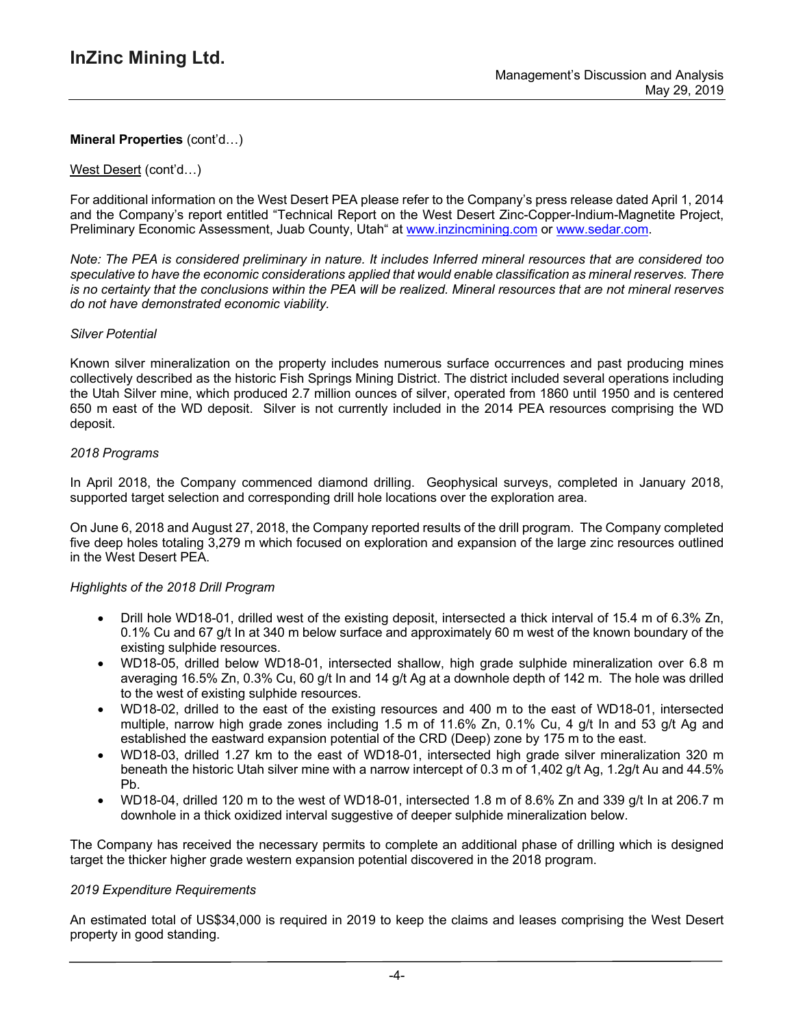**Mineral Properties** (cont'd…)

West Desert (cont'd…)

For additional information on the West Desert PEA please refer to the Company's press release dated April 1, 2014 and the Company's report entitled "Technical Report on the West Desert Zinc-Copper-Indium-Magnetite Project, Preliminary Economic Assessment, Juab County, Utah" at www.inzincmining.com or www.sedar.com.

*Note: The PEA is considered preliminary in nature. It includes Inferred mineral resources that are considered too speculative to have the economic considerations applied that would enable classification as mineral reserves. There is no certainty that the conclusions within the PEA will be realized. Mineral resources that are not mineral reserves do not have demonstrated economic viability.*

*Silver Potential*

Known silver mineralization on the property includes numerous surface occurrences and past producing mines collectively described as the historic Fish Springs Mining District. The district included several operations including the Utah Silver mine, which produced 2.7 million ounces of silver, operated from 1860 until 1950 and is centered 650 m east of the WD deposit. Silver is not currently included in the 2014 PEA resources comprising the WD deposit.

*2018 Programs*

In April 2018, the Company commenced diamond drilling. Geophysical surveys, completed in January 2018, supported target selection and corresponding drill hole locations over the exploration area.

On June 6, 2018 and August 27, 2018, the Company reported results of the drill program. The Company completed five deep holes totaling 3,279 m which focused on exploration and expansion of the large zinc resources outlined in the West Desert PEA.

*Highlights of the 2018 Drill Program*

- Drill hole WD18-01, drilled west of the existing deposit, intersected a thick interval of 15.4 m of 6.3% Zn, 0.1% Cu and 67 g/t In at 340 m below surface and approximately 60 m west of the known boundary of the existing sulphide resources.
- WD18-05, drilled below WD18-01, intersected shallow, high grade sulphide mineralization over 6.8 m averaging 16.5% Zn, 0.3% Cu, 60 g/t In and 14 g/t Ag at a downhole depth of 142 m. The hole was drilled to the west of existing sulphide resources.
- WD18-02, drilled to the east of the existing resources and 400 m to the east of WD18-01, intersected multiple, narrow high grade zones including 1.5 m of 11.6% Zn, 0.1% Cu, 4 g/t In and 53 g/t Ag and established the eastward expansion potential of the CRD (Deep) zone by 175 m to the east.
- WD18-03, drilled 1.27 km to the east of WD18-01, intersected high grade silver mineralization 320 m beneath the historic Utah silver mine with a narrow intercept of 0.3 m of 1,402 g/t Ag, 1.2g/t Au and 44.5% Pb.
- WD18-04, drilled 120 m to the west of WD18-01, intersected 1.8 m of 8.6% Zn and 339 g/t In at 206.7 m downhole in a thick oxidized interval suggestive of deeper sulphide mineralization below.

The Company has received the necessary permits to complete an additional phase of drilling which is designed target the thicker higher grade western expansion potential discovered in the 2018 program.

*2019 Expenditure Requirements*

An estimated total of US$34,000 is required in 2019 to keep the claims and leases comprising the West Desert property in good standing.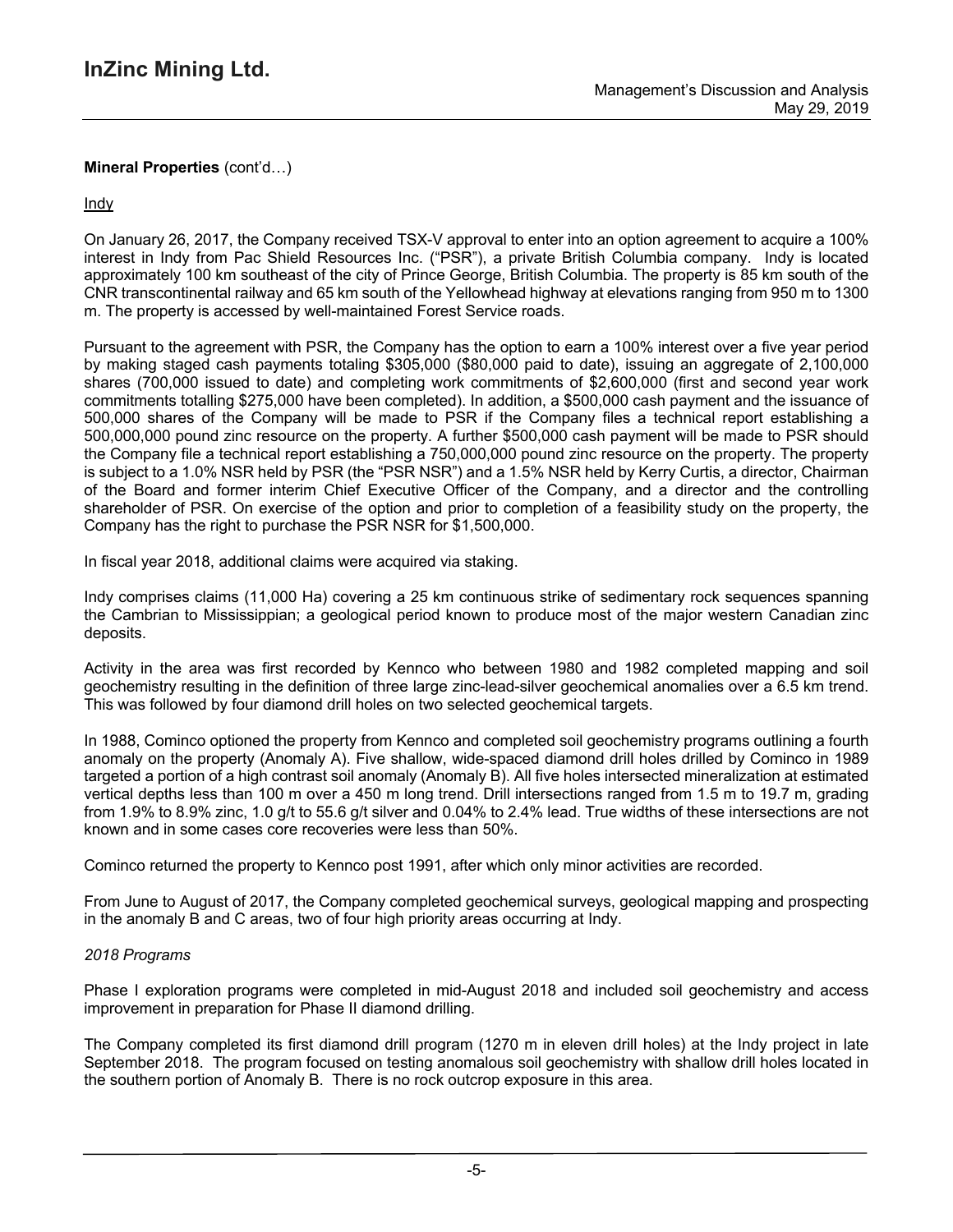**Mineral Properties** (cont'd…)

Indy

On January 26, 2017, the Company received TSX-V approval to enter into an option agreement to acquire a 100% interest in Indy from Pac Shield Resources Inc. ("PSR"), a private British Columbia company. Indy is located approximately 100 km southeast of the city of Prince George, British Columbia. The property is 85 km south of the CNR transcontinental railway and 65 km south of the Yellowhead highway at elevations ranging from 950 m to 1300 m. The property is accessed by well-maintained Forest Service roads.

Pursuant to the agreement with PSR, the Company has the option to earn a 100% interest over a five year period by making staged cash payments totaling $305,000 ($80,000 paid to date), issuing an aggregate of 2,100,000 shares (700,000 issued to date) and completing work commitments of $2,600,000 (first and second year work commitments totalling $275,000 have been completed). In addition, a $500,000 cash payment and the issuance of 500,000 shares of the Company will be made to PSR if the Company files a technical report establishing a 500,000,000 pound zinc resource on the property. A further $500,000 cash payment will be made to PSR should the Company file a technical report establishing a 750,000,000 pound zinc resource on the property. The property is subject to a 1.0% NSR held by PSR (the "PSR NSR") and a 1.5% NSR held by Kerry Curtis, a director, Chairman of the Board and former interim Chief Executive Officer of the Company, and a director and the controlling shareholder of PSR. On exercise of the option and prior to completion of a feasibility study on the property, the Company has the right to purchase the PSR NSR for $1,500,000.

In fiscal year 2018, additional claims were acquired via staking.

Indy comprises claims (11,000 Ha) covering a 25 km continuous strike of sedimentary rock sequences spanning the Cambrian to Mississippian; a geological period known to produce most of the major western Canadian zinc deposits.

Activity in the area was first recorded by Kennco who between 1980 and 1982 completed mapping and soil geochemistry resulting in the definition of three large zinc-lead-silver geochemical anomalies over a 6.5 km trend. This was followed by four diamond drill holes on two selected geochemical targets.

In 1988, Cominco optioned the property from Kennco and completed soil geochemistry programs outlining a fourth anomaly on the property (Anomaly A). Five shallow, wide-spaced diamond drill holes drilled by Cominco in 1989 targeted a portion of a high contrast soil anomaly (Anomaly B). All five holes intersected mineralization at estimated vertical depths less than 100 m over a 450 m long trend. Drill intersections ranged from 1.5 m to 19.7 m, grading from 1.9% to 8.9% zinc, 1.0 g/t to 55.6 g/t silver and 0.04% to 2.4% lead. True widths of these intersections are not known and in some cases core recoveries were less than 50%.

Cominco returned the property to Kennco post 1991, after which only minor activities are recorded.

From June to August of 2017, the Company completed geochemical surveys, geological mapping and prospecting in the anomaly B and C areas, two of four high priority areas occurring at Indy.

*2018 Programs*

Phase I exploration programs were completed in mid-August 2018 and included soil geochemistry and access improvement in preparation for Phase II diamond drilling.

The Company completed its first diamond drill program (1270 m in eleven drill holes) at the Indy project in late September 2018. The program focused on testing anomalous soil geochemistry with shallow drill holes located in the southern portion of Anomaly B. There is no rock outcrop exposure in this area.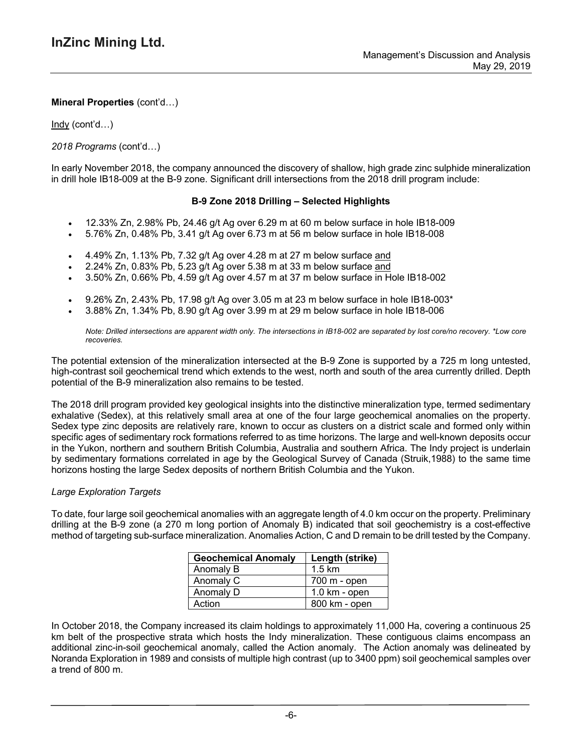**Mineral Properties** (cont'd…)

Indy (cont'd…)

*2018 Programs* (cont'd…)

In early November 2018, the company announced the discovery of shallow, high grade zinc sulphide mineralization in drill hole IB18-009 at the B-9 zone. Significant drill intersections from the 2018 drill program include:

**B-9 Zone 2018 Drilling – Selected Highlights**

- 12.33% Zn, 2.98% Pb, 24.46 g/t Ag over 6.29 m at 60 m below surface in hole IB18-009
- 5.76% Zn, 0.48% Pb, 3.41 g/t Ag over 6.73 m at 56 m below surface in hole IB18-008

- 4.49% Zn, 1.13% Pb, 7.32 g/t Ag over 4.28 m at 27 m below surface and
- 2.24% Zn, 0.83% Pb, 5.23 g/t Ag over 5.38 m at 33 m below surface and
- 3.50% Zn, 0.66% Pb, 4.59 g/t Ag over 4.57 m at 37 m below surface in Hole IB18-002

- 9.26% Zn, 2.43% Pb, 17.98 g/t Ag over 3.05 m at 23 m below surface in hole IB18-003*
- 3.88% Zn, 1.34% Pb, 8.90 g/t Ag over 3.99 m at 29 m below surface in hole IB18-006

*Note: Drilled intersections are apparent width only. The intersections in IB18-002 are separated by lost core/no recovery. *Low core recoveries.*

The potential extension of the mineralization intersected at the B-9 Zone is supported by a 725 m long untested, high-contrast soil geochemical trend which extends to the west, north and south of the area currently drilled. Depth potential of the B-9 mineralization also remains to be tested.

The 2018 drill program provided key geological insights into the distinctive mineralization type, termed sedimentary exhalative (Sedex), at this relatively small area at one of the four large geochemical anomalies on the property. Sedex type zinc deposits are relatively rare, known to occur as clusters on a district scale and formed only within specific ages of sedimentary rock formations referred to as time horizons. The large and well-known deposits occur in the Yukon, northern and southern British Columbia, Australia and southern Africa. The Indy project is underlain by sedimentary formations correlated in age by the Geological Survey of Canada (Struik,1988) to the same time horizons hosting the large Sedex deposits of northern British Columbia and the Yukon.

*Large Exploration Targets*

To date, four large soil geochemical anomalies with an aggregate length of 4.0 km occur on the property. Preliminary drilling at the B-9 zone (a 270 m long portion of Anomaly B) indicated that soil geochemistry is a cost-effective method of targeting sub-surface mineralization. Anomalies Action, C and D remain to be drill tested by the Company.

| Geochemical Anomaly | Length (strike) |
|---|---|
| Anomaly B | 1.5 km |
| Anomaly C | 700 m - open |
| Anomaly D | 1.0 km - open |
| Action | 800 km - open |

In October 2018, the Company increased its claim holdings to approximately 11,000 Ha, covering a continuous 25 km belt of the prospective strata which hosts the Indy mineralization. These contiguous claims encompass an additional zinc-in-soil geochemical anomaly, called the Action anomaly. The Action anomaly was delineated by Noranda Exploration in 1989 and consists of multiple high contrast (up to 3400 ppm) soil geochemical samples over a trend of 800 m.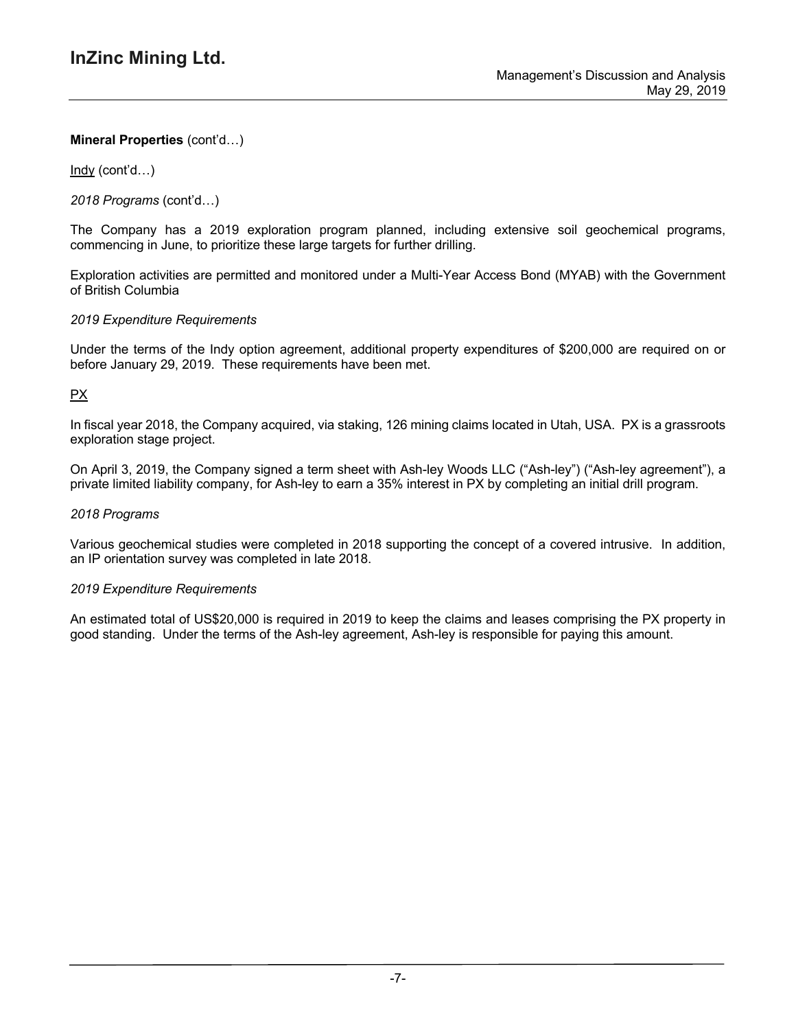**Mineral Properties** (cont'd…)

Indy (cont'd…)

*2018 Programs* (cont'd…)

The Company has a 2019 exploration program planned, including extensive soil geochemical programs, commencing in June, to prioritize these large targets for further drilling.

Exploration activities are permitted and monitored under a Multi-Year Access Bond (MYAB) with the Government of British Columbia

*2019 Expenditure Requirements*

Under the terms of the Indy option agreement, additional property expenditures of $200,000 are required on or before January 29, 2019. These requirements have been met.

PX

In fiscal year 2018, the Company acquired, via staking, 126 mining claims located in Utah, USA. PX is a grassroots exploration stage project.

On April 3, 2019, the Company signed a term sheet with Ash-ley Woods LLC ("Ash-ley") ("Ash-ley agreement"), a private limited liability company, for Ash-ley to earn a 35% interest in PX by completing an initial drill program.

*2018 Programs*

Various geochemical studies were completed in 2018 supporting the concept of a covered intrusive. In addition, an IP orientation survey was completed in late 2018.

*2019 Expenditure Requirements*

An estimated total of US$20,000 is required in 2019 to keep the claims and leases comprising the PX property in good standing. Under the terms of the Ash-ley agreement, Ash-ley is responsible for paying this amount.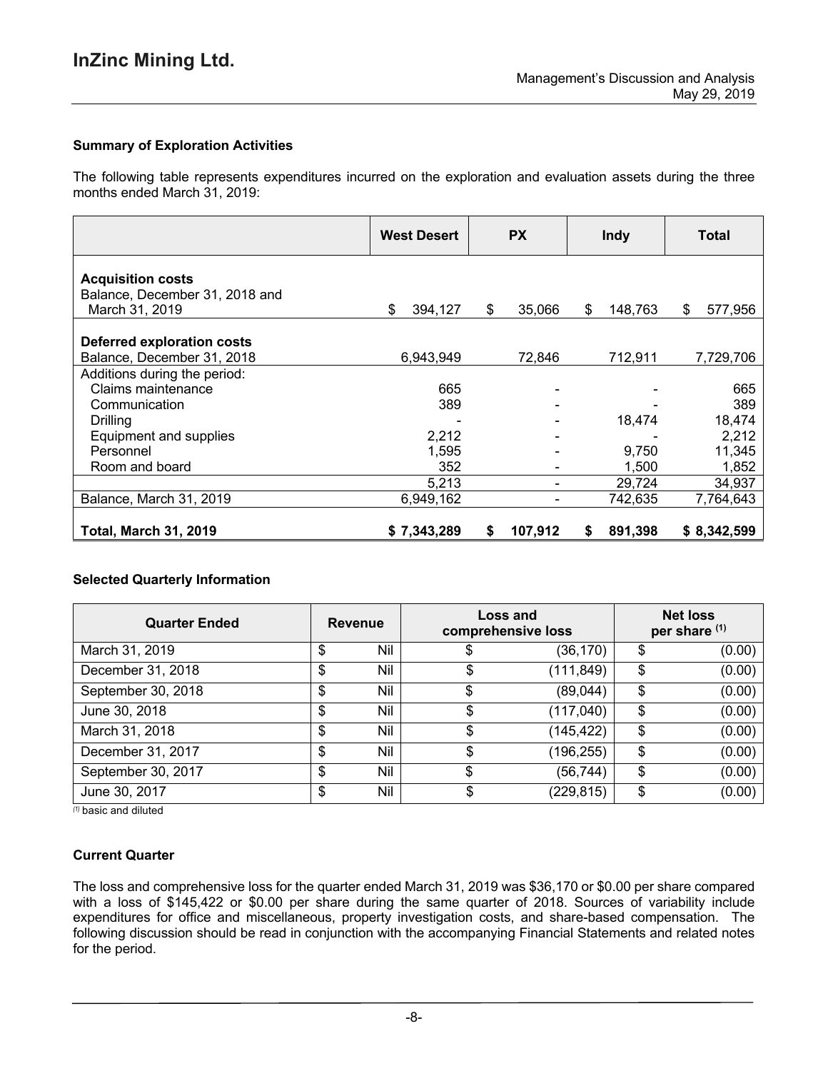### Summary of Exploration Activities

The following table represents expenditures incurred on the exploration and evaluation assets during the three months ended March 31, 2019:

| | West Desert | PX | Indy | Total |
|---|---|---|---|---|
| **Acquisition costs** | | | | |
| Balance, December 31, 2018 and March 31, 2019 | $ 394,127 | $ 35,066 | $ 148,763 | $ 577,956 |
| **Deferred exploration costs** | | | | |
| Balance, December 31, 2018 | 6,943,949 | 72,846 | 712,911 | 7,729,706 |
| Additions during the period: | | | | |
| Claims maintenance | 665 | - | - | 665 |
| Communication | 389 | - | - | 389 |
| Drilling | - | - | 18,474 | 18,474 |
| Equipment and supplies | 2,212 | - | - | 2,212 |
| Personnel | 1,595 | - | 9,750 | 11,345 |
| Room and board | 352 | - | 1,500 | 1,852 |
| | 5,213 | - | 29,724 | 34,937 |
| Balance, March 31, 2019 | 6,949,162 | - | 742,635 | 7,764,643 |
| **Total, March 31, 2019** | **$ 7,343,289** | **$ 107,912** | **$ 891,398** | **$ 8,342,599** |

### Selected Quarterly Information

| Quarter Ended | Revenue | Loss and comprehensive loss | Net loss per share [1] |
|---|---|---|---|
| March 31, 2019 | $ Nil | $ (36,170) | $ (0.00) |
| December 31, 2018 | $ Nil | $ (111,849) | $ (0.00) |
| September 30, 2018 | $ Nil | $ (89,044) | $ (0.00) |
| June 30, 2018 | $ Nil | $ (117,040) | $ (0.00) |
| March 31, 2018 | $ Nil | $ (145,422) | $ (0.00) |
| December 31, 2017 | $ Nil | $ (196,255) | $ (0.00) |
| September 30, 2017 | $ Nil | $ (56,744) | $ (0.00) |
| June 30, 2017 | $ Nil | $ (229,815) | $ (0.00) |

[1] basic and diluted

### Current Quarter

The loss and comprehensive loss for the quarter ended March 31, 2019 was $36,170 or $0.00 per share compared with a loss of $145,422 or $0.00 per share during the same quarter of 2018. Sources of variability include expenditures for office and miscellaneous, property investigation costs, and share-based compensation. The following discussion should be read in conjunction with the accompanying Financial Statements and related notes for the period.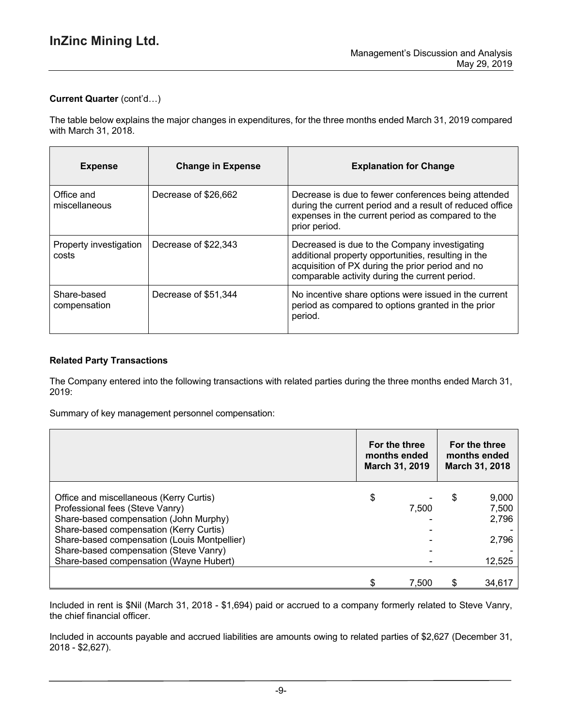**Current Quarter** (cont'd…)

The table below explains the major changes in expenditures, for the three months ended March 31, 2019 compared with March 31, 2018.

| Expense | Change in Expense | Explanation for Change |
|---|---|---|
| Office and miscellaneous | Decrease of $26,662 | Decrease is due to fewer conferences being attended during the current period and a result of reduced office expenses in the current period as compared to the prior period. |
| Property investigation costs | Decrease of $22,343 | Decreased is due to the Company investigating additional property opportunities, resulting in the acquisition of PX during the prior period and no comparable activity during the current period. |
| Share-based compensation | Decrease of $51,344 | No incentive share options were issued in the current period as compared to options granted in the prior period. |

**Related Party Transactions**

The Company entered into the following transactions with related parties during the three months ended March 31, 2019:

Summary of key management personnel compensation:

| | For the three months ended March 31, 2019 | For the three months ended March 31, 2018 |
|---|---|---|
| Office and miscellaneous (Kerry Curtis) | $ - | $ 9,000 |
| Professional fees (Steve Vanry) | 7,500 | 7,500 |
| Share-based compensation (John Murphy) | - | 2,796 |
| Share-based compensation (Kerry Curtis) | - | - |
| Share-based compensation (Louis Montpellier) | - | 2,796 |
| Share-based compensation (Steve Vanry) | - | - |
| Share-based compensation (Wayne Hubert) | - | 12,525 |
| | $ 7,500 | $ 34,617 |

Included in rent is $Nil (March 31, 2018 - $1,694) paid or accrued to a company formerly related to Steve Vanry, the chief financial officer.

Included in accounts payable and accrued liabilities are amounts owing to related parties of $2,627 (December 31, 2018 - $2,627).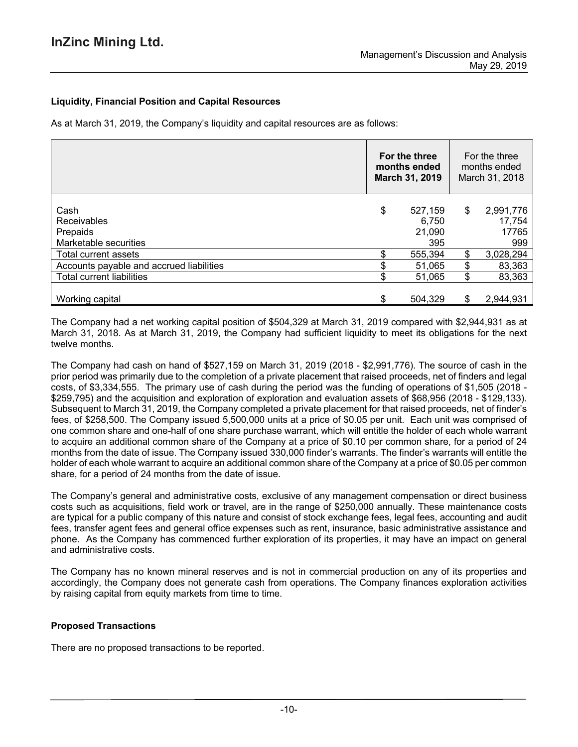## Liquidity, Financial Position and Capital Resources

As at March 31, 2019, the Company's liquidity and capital resources are as follows:

| | **For the three months ended March 31, 2019** | For the three months ended March 31, 2018 |
|---|---|---|
| Cash | $ 527,159 | $ 2,991,776 |
| Receivables | 6,750 | 17,754 |
| Prepaids | 21,090 | 17765 |
| Marketable securities | 395 | 999 |
| Total current assets | $ 555,394 | $ 3,028,294 |
| Accounts payable and accrued liabilities | $ 51,065 | $ 83,363 |
| Total current liabilities | $ 51,065 | $ 83,363 |
| Working capital | $ 504,329 | $ 2,944,931 |

The Company had a net working capital position of $504,329 at March 31, 2019 compared with $2,944,931 as at March 31, 2018. As at March 31, 2019, the Company had sufficient liquidity to meet its obligations for the next twelve months.

The Company had cash on hand of $527,159 on March 31, 2019 (2018 - $2,991,776). The source of cash in the prior period was primarily due to the completion of a private placement that raised proceeds, net of finders and legal costs, of $3,334,555. The primary use of cash during the period was the funding of operations of $1,505 (2018 - $259,795) and the acquisition and exploration of exploration and evaluation assets of $68,956 (2018 - $129,133). Subsequent to March 31, 2019, the Company completed a private placement for that raised proceeds, net of finder's fees, of $258,500. The Company issued 5,500,000 units at a price of $0.05 per unit. Each unit was comprised of one common share and one-half of one share purchase warrant, which will entitle the holder of each whole warrant to acquire an additional common share of the Company at a price of $0.10 per common share, for a period of 24 months from the date of issue. The Company issued 330,000 finder's warrants. The finder's warrants will entitle the holder of each whole warrant to acquire an additional common share of the Company at a price of $0.05 per common share, for a period of 24 months from the date of issue.

The Company's general and administrative costs, exclusive of any management compensation or direct business costs such as acquisitions, field work or travel, are in the range of $250,000 annually. These maintenance costs are typical for a public company of this nature and consist of stock exchange fees, legal fees, accounting and audit fees, transfer agent fees and general office expenses such as rent, insurance, basic administrative assistance and phone. As the Company has commenced further exploration of its properties, it may have an impact on general and administrative costs.

The Company has no known mineral reserves and is not in commercial production on any of its properties and accordingly, the Company does not generate cash from operations. The Company finances exploration activities by raising capital from equity markets from time to time.

## Proposed Transactions

There are no proposed transactions to be reported.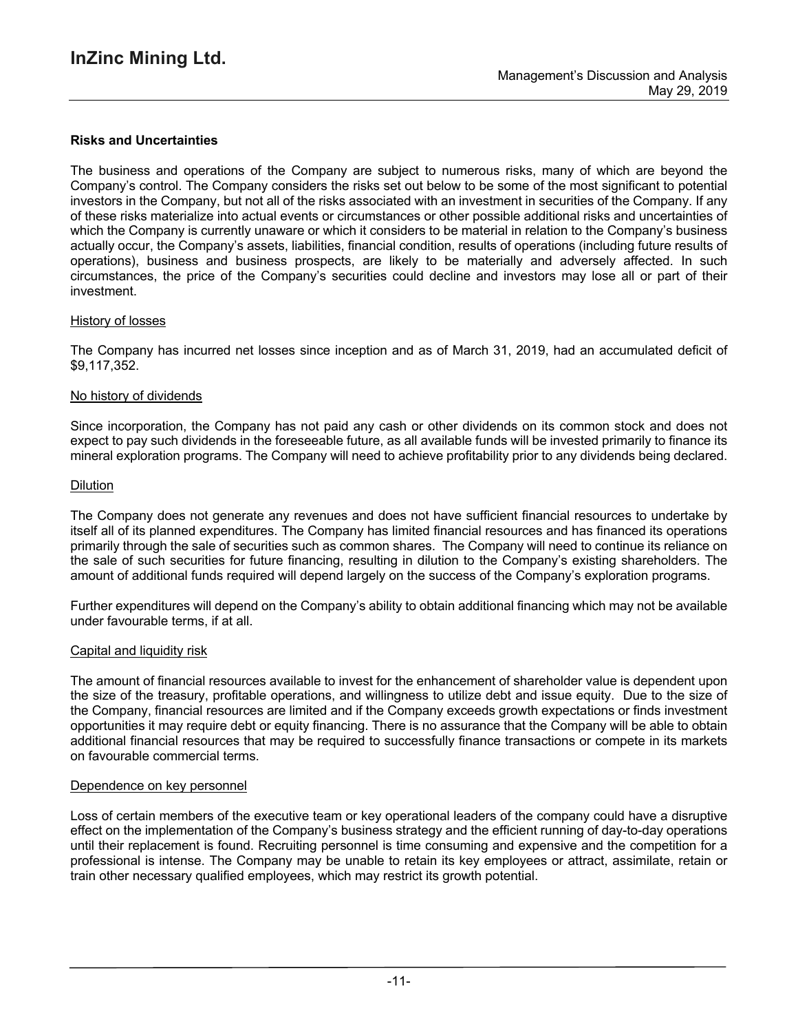**Risks and Uncertainties**

The business and operations of the Company are subject to numerous risks, many of which are beyond the Company's control. The Company considers the risks set out below to be some of the most significant to potential investors in the Company, but not all of the risks associated with an investment in securities of the Company. If any of these risks materialize into actual events or circumstances or other possible additional risks and uncertainties of which the Company is currently unaware or which it considers to be material in relation to the Company's business actually occur, the Company's assets, liabilities, financial condition, results of operations (including future results of operations), business and business prospects, are likely to be materially and adversely affected. In such circumstances, the price of the Company's securities could decline and investors may lose all or part of their investment.

History of losses

The Company has incurred net losses since inception and as of March 31, 2019, had an accumulated deficit of $9,117,352.

No history of dividends

Since incorporation, the Company has not paid any cash or other dividends on its common stock and does not expect to pay such dividends in the foreseeable future, as all available funds will be invested primarily to finance its mineral exploration programs. The Company will need to achieve profitability prior to any dividends being declared.

Dilution

The Company does not generate any revenues and does not have sufficient financial resources to undertake by itself all of its planned expenditures. The Company has limited financial resources and has financed its operations primarily through the sale of securities such as common shares. The Company will need to continue its reliance on the sale of such securities for future financing, resulting in dilution to the Company's existing shareholders. The amount of additional funds required will depend largely on the success of the Company's exploration programs.

Further expenditures will depend on the Company's ability to obtain additional financing which may not be available under favourable terms, if at all.

Capital and liquidity risk

The amount of financial resources available to invest for the enhancement of shareholder value is dependent upon the size of the treasury, profitable operations, and willingness to utilize debt and issue equity. Due to the size of the Company, financial resources are limited and if the Company exceeds growth expectations or finds investment opportunities it may require debt or equity financing. There is no assurance that the Company will be able to obtain additional financial resources that may be required to successfully finance transactions or compete in its markets on favourable commercial terms.

Dependence on key personnel

Loss of certain members of the executive team or key operational leaders of the company could have a disruptive effect on the implementation of the Company's business strategy and the efficient running of day-to-day operations until their replacement is found. Recruiting personnel is time consuming and expensive and the competition for a professional is intense. The Company may be unable to retain its key employees or attract, assimilate, retain or train other necessary qualified employees, which may restrict its growth potential.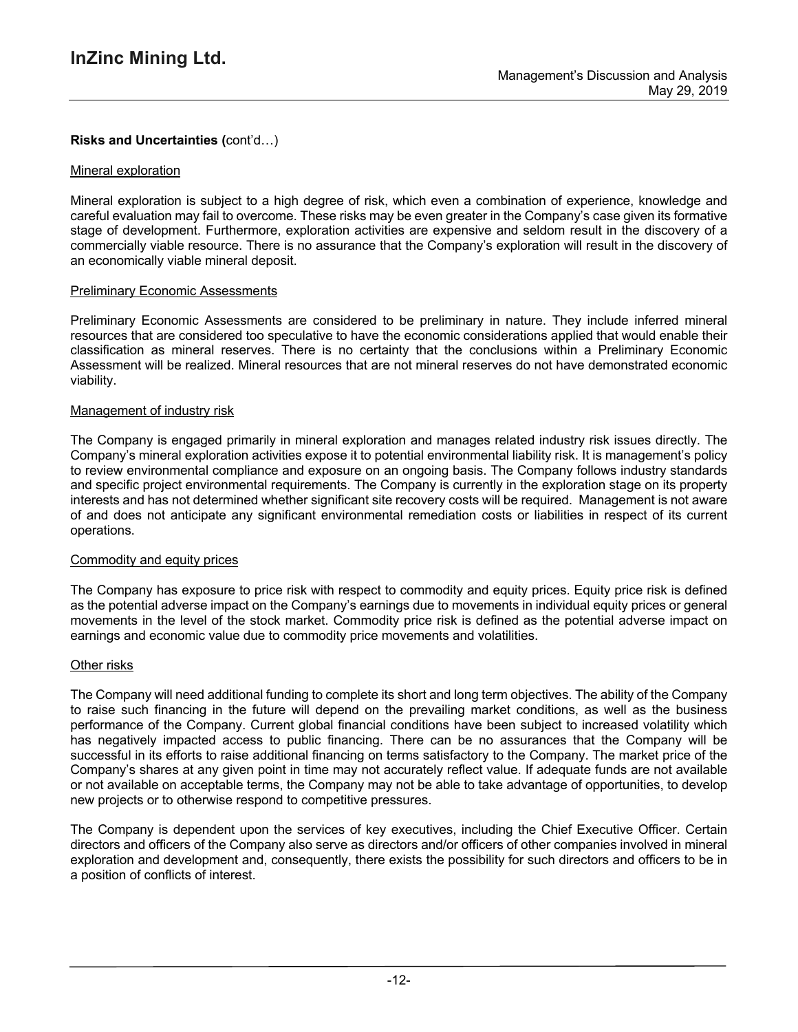**Risks and Uncertainties (**cont'd…)

Mineral exploration

Mineral exploration is subject to a high degree of risk, which even a combination of experience, knowledge and careful evaluation may fail to overcome. These risks may be even greater in the Company's case given its formative stage of development. Furthermore, exploration activities are expensive and seldom result in the discovery of a commercially viable resource. There is no assurance that the Company's exploration will result in the discovery of an economically viable mineral deposit.

Preliminary Economic Assessments

Preliminary Economic Assessments are considered to be preliminary in nature. They include inferred mineral resources that are considered too speculative to have the economic considerations applied that would enable their classification as mineral reserves. There is no certainty that the conclusions within a Preliminary Economic Assessment will be realized. Mineral resources that are not mineral reserves do not have demonstrated economic viability.

Management of industry risk

The Company is engaged primarily in mineral exploration and manages related industry risk issues directly. The Company's mineral exploration activities expose it to potential environmental liability risk. It is management's policy to review environmental compliance and exposure on an ongoing basis. The Company follows industry standards and specific project environmental requirements. The Company is currently in the exploration stage on its property interests and has not determined whether significant site recovery costs will be required. Management is not aware of and does not anticipate any significant environmental remediation costs or liabilities in respect of its current operations.

Commodity and equity prices

The Company has exposure to price risk with respect to commodity and equity prices. Equity price risk is defined as the potential adverse impact on the Company's earnings due to movements in individual equity prices or general movements in the level of the stock market. Commodity price risk is defined as the potential adverse impact on earnings and economic value due to commodity price movements and volatilities.

Other risks

The Company will need additional funding to complete its short and long term objectives. The ability of the Company to raise such financing in the future will depend on the prevailing market conditions, as well as the business performance of the Company. Current global financial conditions have been subject to increased volatility which has negatively impacted access to public financing. There can be no assurances that the Company will be successful in its efforts to raise additional financing on terms satisfactory to the Company. The market price of the Company's shares at any given point in time may not accurately reflect value. If adequate funds are not available or not available on acceptable terms, the Company may not be able to take advantage of opportunities, to develop new projects or to otherwise respond to competitive pressures.

The Company is dependent upon the services of key executives, including the Chief Executive Officer. Certain directors and officers of the Company also serve as directors and/or officers of other companies involved in mineral exploration and development and, consequently, there exists the possibility for such directors and officers to be in a position of conflicts of interest.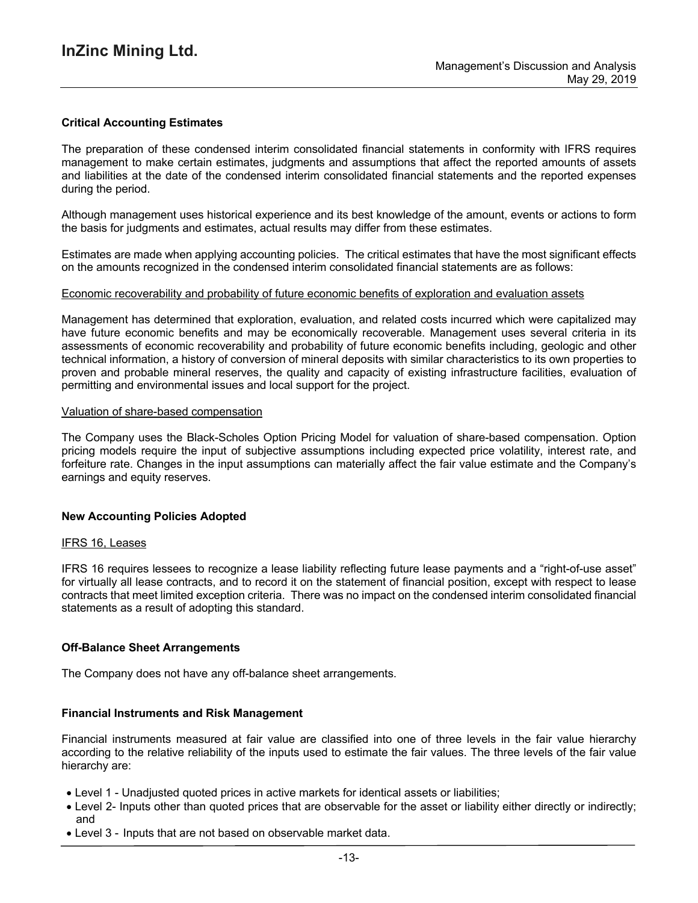## Critical Accounting Estimates

The preparation of these condensed interim consolidated financial statements in conformity with IFRS requires management to make certain estimates, judgments and assumptions that affect the reported amounts of assets and liabilities at the date of the condensed interim consolidated financial statements and the reported expenses during the period.

Although management uses historical experience and its best knowledge of the amount, events or actions to form the basis for judgments and estimates, actual results may differ from these estimates.

Estimates are made when applying accounting policies. The critical estimates that have the most significant effects on the amounts recognized in the condensed interim consolidated financial statements are as follows:

Economic recoverability and probability of future economic benefits of exploration and evaluation assets

Management has determined that exploration, evaluation, and related costs incurred which were capitalized may have future economic benefits and may be economically recoverable. Management uses several criteria in its assessments of economic recoverability and probability of future economic benefits including, geologic and other technical information, a history of conversion of mineral deposits with similar characteristics to its own properties to proven and probable mineral reserves, the quality and capacity of existing infrastructure facilities, evaluation of permitting and environmental issues and local support for the project.

Valuation of share-based compensation

The Company uses the Black-Scholes Option Pricing Model for valuation of share-based compensation. Option pricing models require the input of subjective assumptions including expected price volatility, interest rate, and forfeiture rate. Changes in the input assumptions can materially affect the fair value estimate and the Company's earnings and equity reserves.

## New Accounting Policies Adopted

IFRS 16, Leases

IFRS 16 requires lessees to recognize a lease liability reflecting future lease payments and a "right-of-use asset" for virtually all lease contracts, and to record it on the statement of financial position, except with respect to lease contracts that meet limited exception criteria. There was no impact on the condensed interim consolidated financial statements as a result of adopting this standard.

## Off-Balance Sheet Arrangements

The Company does not have any off-balance sheet arrangements.

## Financial Instruments and Risk Management

Financial instruments measured at fair value are classified into one of three levels in the fair value hierarchy according to the relative reliability of the inputs used to estimate the fair values. The three levels of the fair value hierarchy are:

- Level 1 - Unadjusted quoted prices in active markets for identical assets or liabilities;
- Level 2- Inputs other than quoted prices that are observable for the asset or liability either directly or indirectly; and
- Level 3 - Inputs that are not based on observable market data.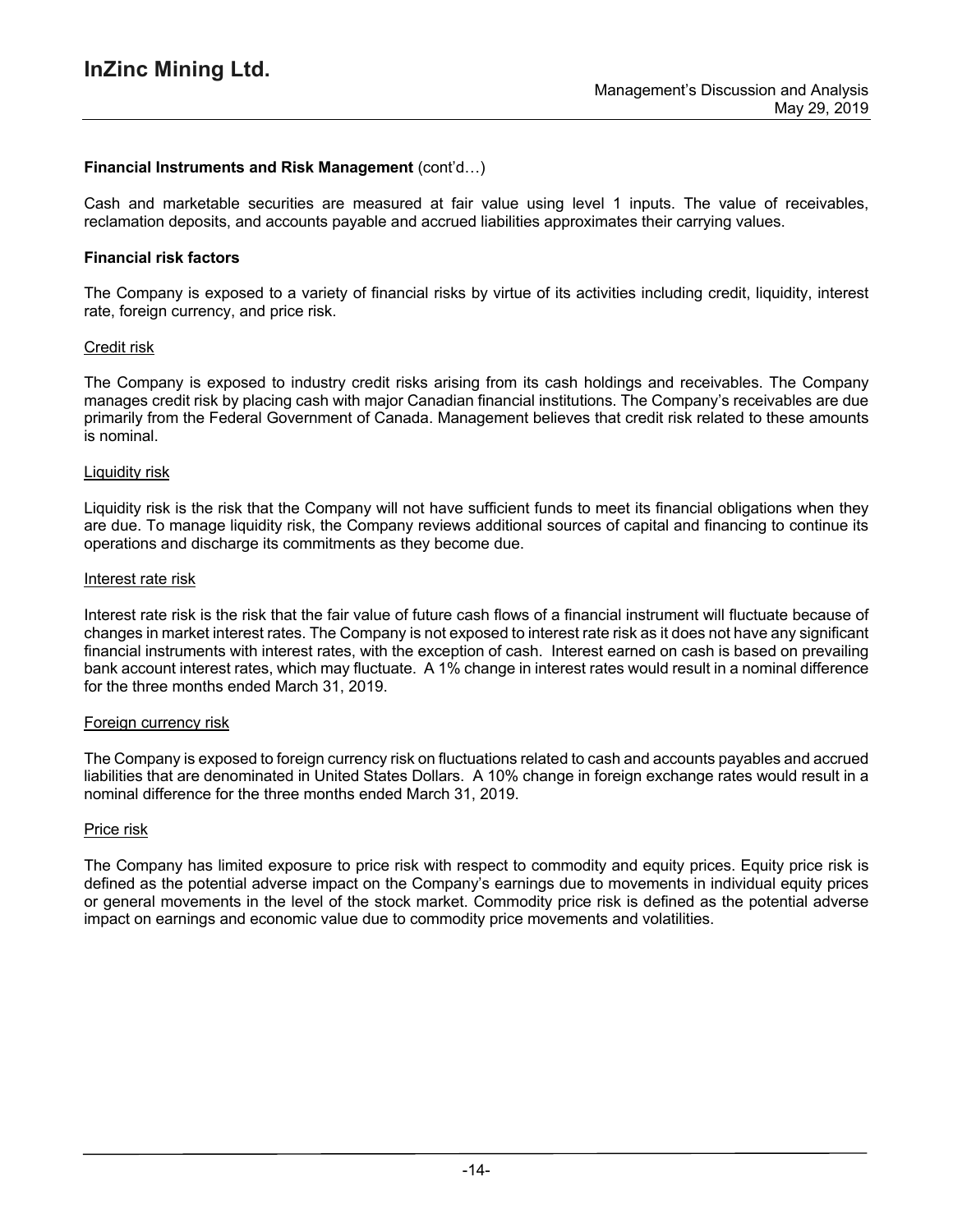**Financial Instruments and Risk Management** (cont'd…)

Cash and marketable securities are measured at fair value using level 1 inputs. The value of receivables, reclamation deposits, and accounts payable and accrued liabilities approximates their carrying values.

**Financial risk factors**

The Company is exposed to a variety of financial risks by virtue of its activities including credit, liquidity, interest rate, foreign currency, and price risk.

Credit risk

The Company is exposed to industry credit risks arising from its cash holdings and receivables. The Company manages credit risk by placing cash with major Canadian financial institutions. The Company's receivables are due primarily from the Federal Government of Canada. Management believes that credit risk related to these amounts is nominal.

Liquidity risk

Liquidity risk is the risk that the Company will not have sufficient funds to meet its financial obligations when they are due. To manage liquidity risk, the Company reviews additional sources of capital and financing to continue its operations and discharge its commitments as they become due.

Interest rate risk

Interest rate risk is the risk that the fair value of future cash flows of a financial instrument will fluctuate because of changes in market interest rates. The Company is not exposed to interest rate risk as it does not have any significant financial instruments with interest rates, with the exception of cash. Interest earned on cash is based on prevailing bank account interest rates, which may fluctuate. A 1% change in interest rates would result in a nominal difference for the three months ended March 31, 2019.

Foreign currency risk

The Company is exposed to foreign currency risk on fluctuations related to cash and accounts payables and accrued liabilities that are denominated in United States Dollars. A 10% change in foreign exchange rates would result in a nominal difference for the three months ended March 31, 2019.

Price risk

The Company has limited exposure to price risk with respect to commodity and equity prices. Equity price risk is defined as the potential adverse impact on the Company's earnings due to movements in individual equity prices or general movements in the level of the stock market. Commodity price risk is defined as the potential adverse impact on earnings and economic value due to commodity price movements and volatilities.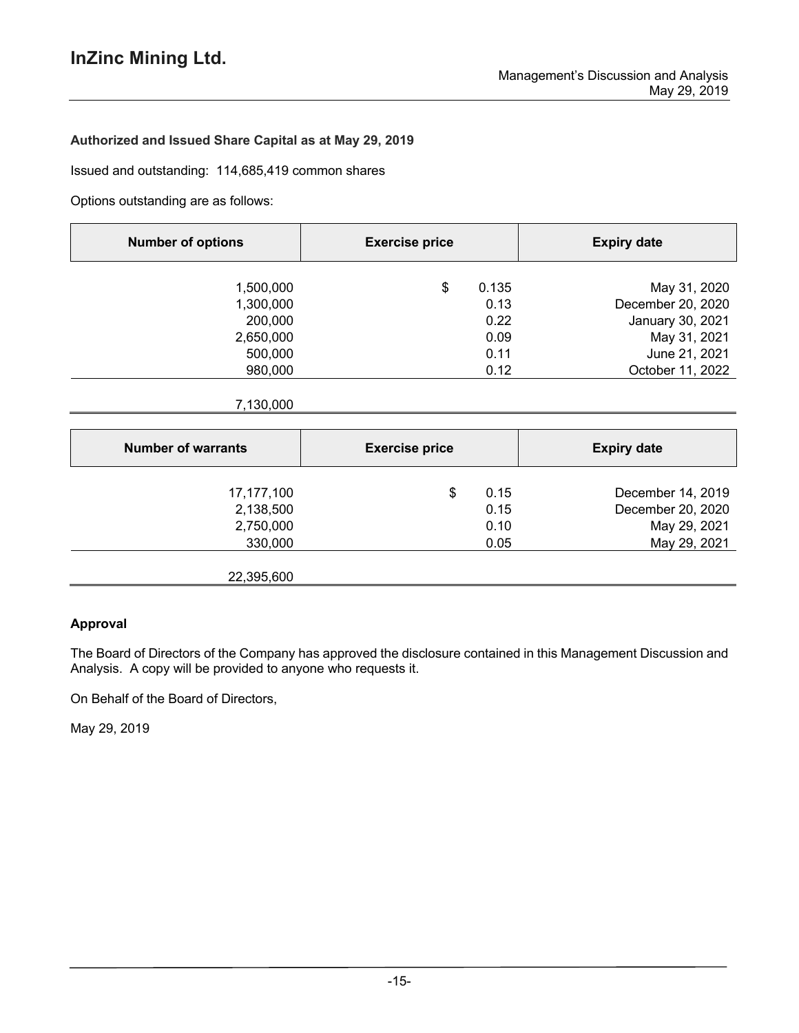**Authorized and Issued Share Capital as at May 29, 2019**

Issued and outstanding: 114,685,419 common shares

Options outstanding are as follows:

| Number of options | Exercise price | Expiry date |
|---|---|---|
| 1,500,000 | $ 0.135 | May 31, 2020 |
| 1,300,000 | 0.13 | December 20, 2020 |
| 200,000 | 0.22 | January 30, 2021 |
| 2,650,000 | 0.09 | May 31, 2021 |
| 500,000 | 0.11 | June 21, 2021 |
| 980,000 | 0.12 | October 11, 2022 |
| 7,130,000 | | |

| Number of warrants | Exercise price | Expiry date |
|---|---|---|
| 17,177,100 | $ 0.15 | December 14, 2019 |
| 2,138,500 | 0.15 | December 20, 2020 |
| 2,750,000 | 0.10 | May 29, 2021 |
| 330,000 | 0.05 | May 29, 2021 |
| 22,395,600 | | |

**Approval**

The Board of Directors of the Company has approved the disclosure contained in this Management Discussion and Analysis. A copy will be provided to anyone who requests it.

On Behalf of the Board of Directors,

May 29, 2019